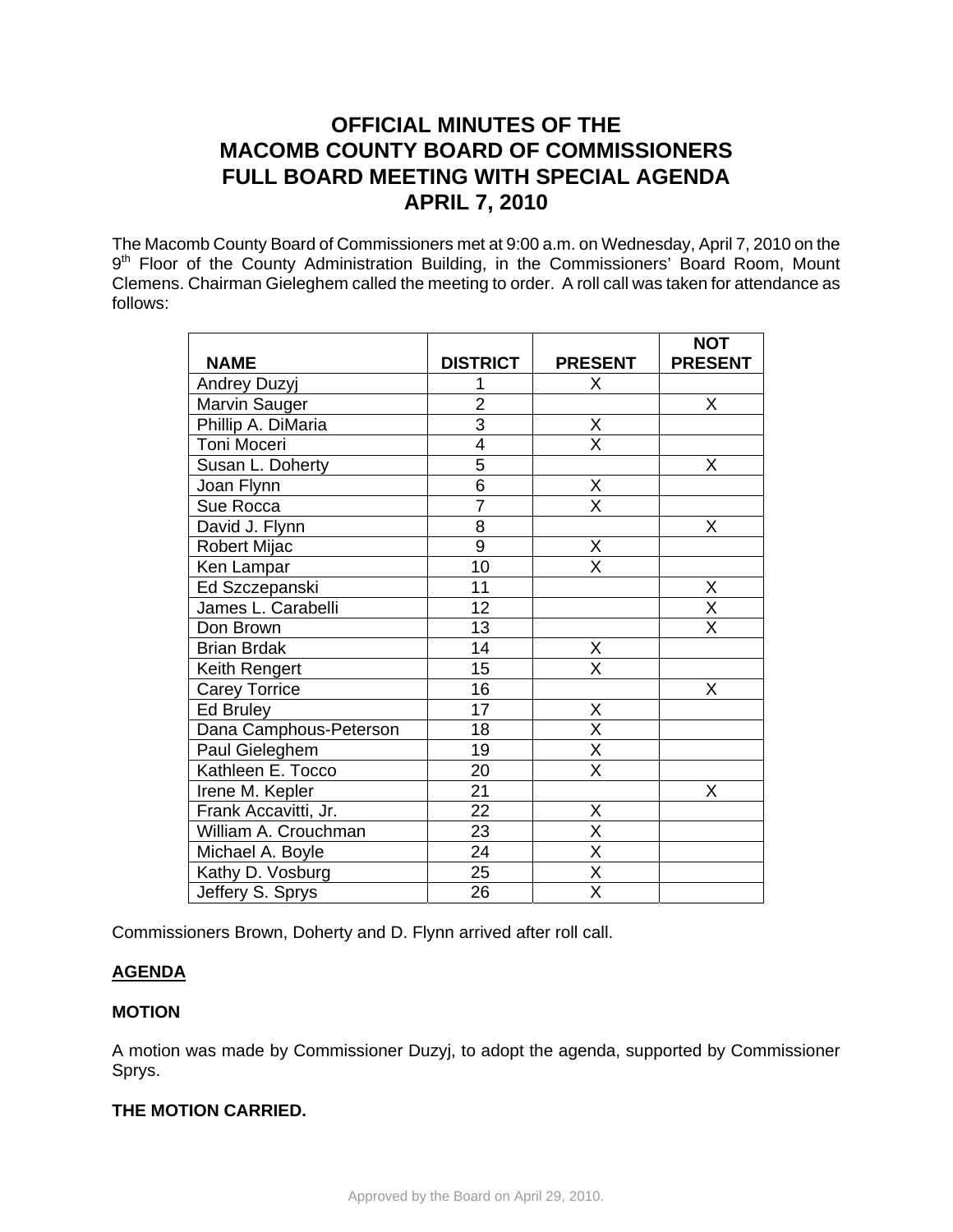# OFFICIAL MINUTES OF THE MACOMB COUNTY BOARD OF COMMISSIONERS FULL BOARD MEETING WITH SPECIAL AGENDA APRIL 7, 2010

The Macomb County Board of Commissioners met at 9:00 a.m. on Wednesday, April 7, 2010 on the 9th Floor of the County Administration Building, in the Commissioners' Board Room, Mount Clemens. Chairman Gieleghem called the meeting to order. A roll call was taken for attendance as follows:

| NAME | DISTRICT | PRESENT | NOT PRESENT |
|---|---|---|---|
| Andrey Duzyj | 1 | X | |
| Marvin Sauger | 2 | | X |
| Phillip A. DiMaria | 3 | X | |
| Toni Moceri | 4 | X | |
| Susan L. Doherty | 5 | | X |
| Joan Flynn | 6 | X | |
| Sue Rocca | 7 | X | |
| David J. Flynn | 8 | | X |
| Robert Mijac | 9 | X | |
| Ken Lampar | 10 | X | |
| Ed Szczepanski | 11 | | X |
| James L. Carabelli | 12 | | X |
| Don Brown | 13 | | X |
| Brian Brdak | 14 | X | |
| Keith Rengert | 15 | X | |
| Carey Torrice | 16 | | X |
| Ed Bruley | 17 | X | |
| Dana Camphous-Peterson | 18 | X | |
| Paul Gieleghem | 19 | X | |
| Kathleen E. Tocco | 20 | X | |
| Irene M. Kepler | 21 | | X |
| Frank Accavitti, Jr. | 22 | X | |
| William A. Crouchman | 23 | X | |
| Michael A. Boyle | 24 | X | |
| Kathy D. Vosburg | 25 | X | |
| Jeffery S. Sprys | 26 | X | |

Commissioners Brown, Doherty and D. Flynn arrived after roll call.

**AGENDA**

**MOTION**

A motion was made by Commissioner Duzyj, to adopt the agenda, supported by Commissioner Sprys.

**THE MOTION CARRIED.**

Approved by the Board on April 29, 2010.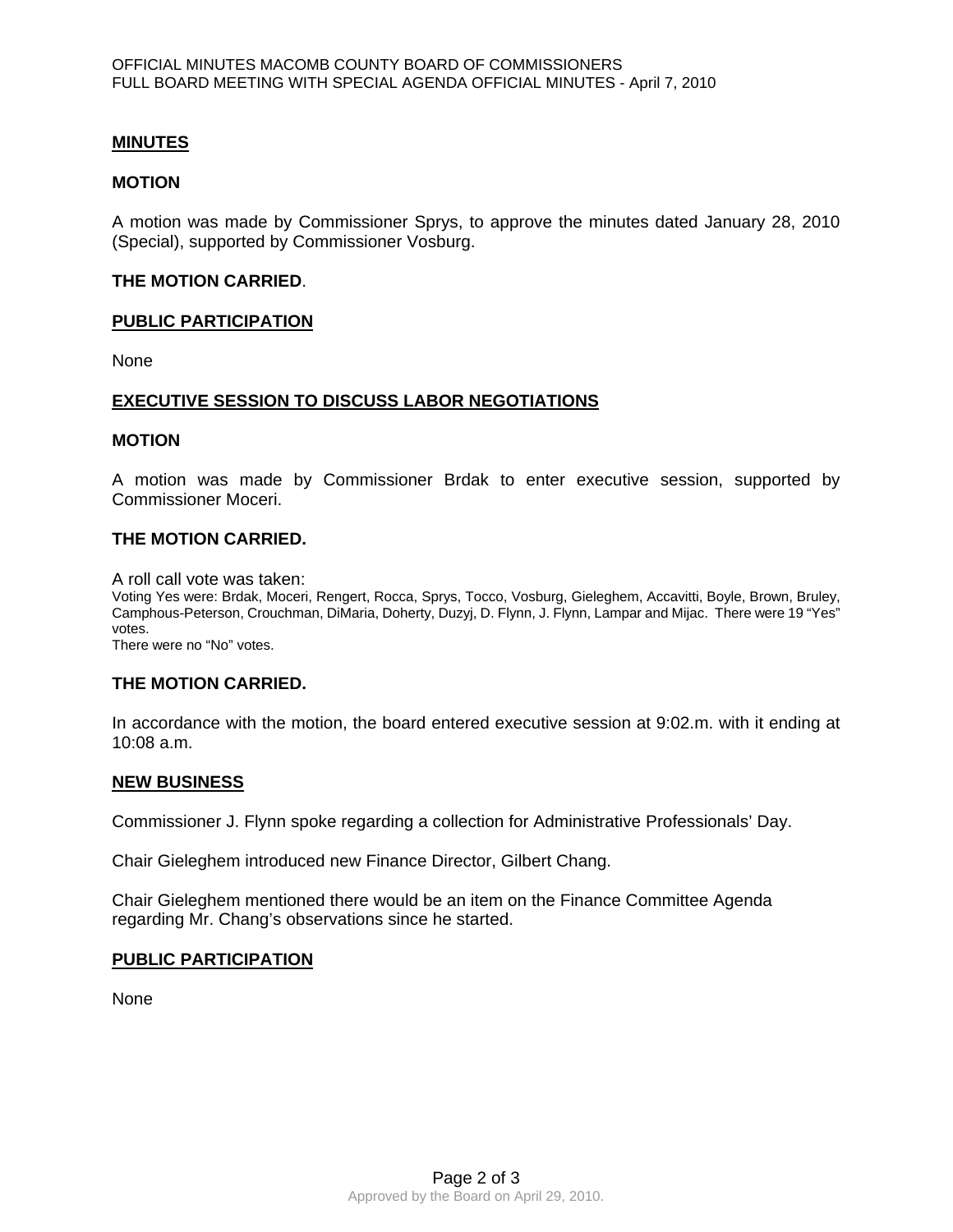## MINUTES

### MOTION

A motion was made by Commissioner Sprys, to approve the minutes dated January 28, 2010 (Special), supported by Commissioner Vosburg.

**THE MOTION CARRIED**.

## PUBLIC PARTICIPATION

None

## EXECUTIVE SESSION TO DISCUSS LABOR NEGOTIATIONS

### MOTION

A motion was made by Commissioner Brdak to enter executive session, supported by Commissioner Moceri.

**THE MOTION CARRIED.**

A roll call vote was taken:
Voting Yes were: Brdak, Moceri, Rengert, Rocca, Sprys, Tocco, Vosburg, Gieleghem, Accavitti, Boyle, Brown, Bruley, Camphous-Peterson, Crouchman, DiMaria, Doherty, Duzyj, D. Flynn, J. Flynn, Lampar and Mijac. There were 19 "Yes" votes.
There were no "No" votes.

**THE MOTION CARRIED.**

In accordance with the motion, the board entered executive session at 9:02.m. with it ending at 10:08 a.m.

## NEW BUSINESS

Commissioner J. Flynn spoke regarding a collection for Administrative Professionals' Day.

Chair Gieleghem introduced new Finance Director, Gilbert Chang.

Chair Gieleghem mentioned there would be an item on the Finance Committee Agenda regarding Mr. Chang's observations since he started.

## PUBLIC PARTICIPATION

None

Approved by the Board on April 29, 2010.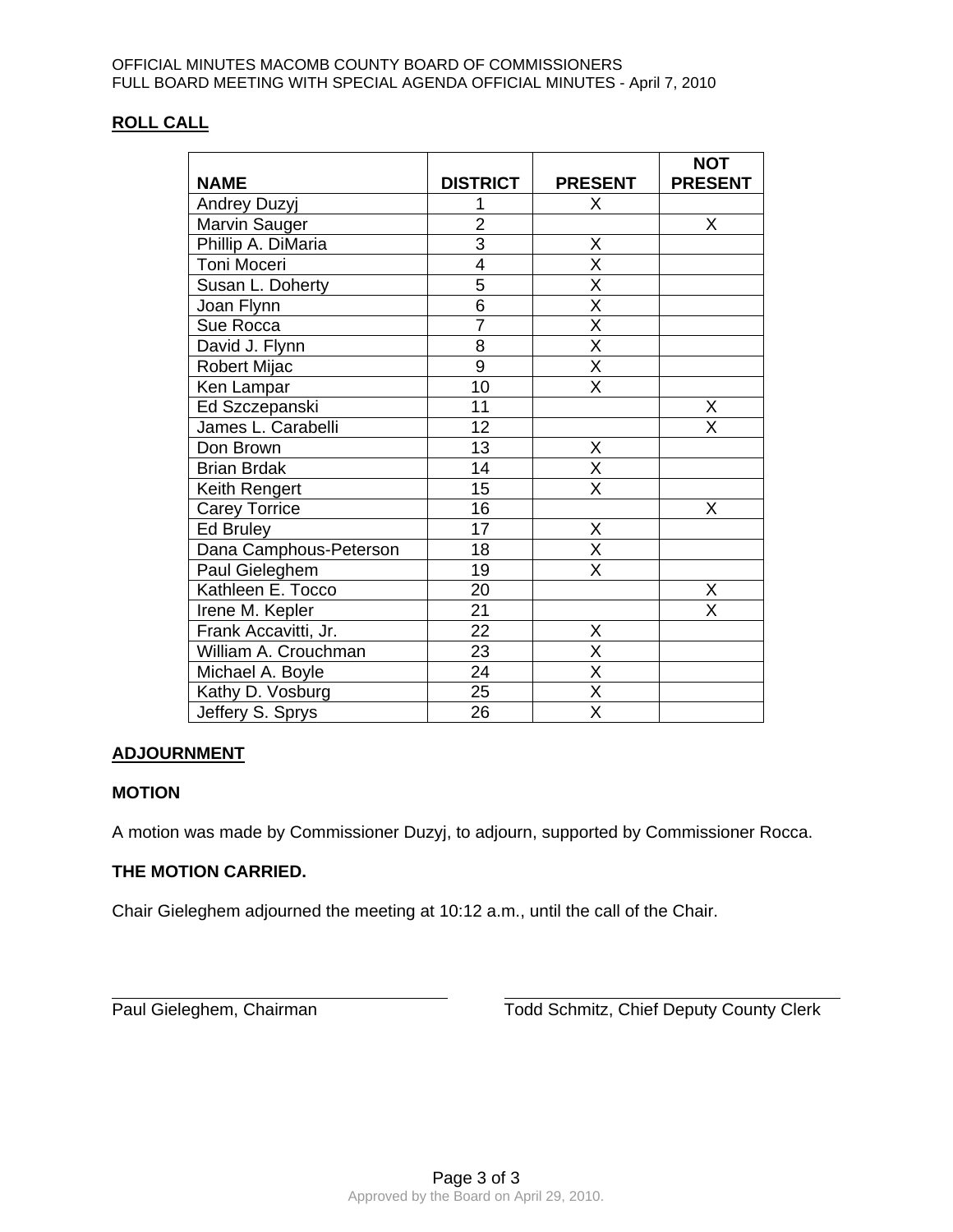## ROLL CALL

| NAME | DISTRICT | PRESENT | NOT PRESENT |
|---|---|---|---|
| Andrey Duzyj | 1 | X | |
| Marvin Sauger | 2 | | X |
| Phillip A. DiMaria | 3 | X | |
| Toni Moceri | 4 | X | |
| Susan L. Doherty | 5 | X | |
| Joan Flynn | 6 | X | |
| Sue Rocca | 7 | X | |
| David J. Flynn | 8 | X | |
| Robert Mijac | 9 | X | |
| Ken Lampar | 10 | X | |
| Ed Szczepanski | 11 | | X |
| James L. Carabelli | 12 | | X |
| Don Brown | 13 | X | |
| Brian Brdak | 14 | X | |
| Keith Rengert | 15 | X | |
| Carey Torrice | 16 | | X |
| Ed Bruley | 17 | X | |
| Dana Camphous-Peterson | 18 | X | |
| Paul Gieleghem | 19 | X | |
| Kathleen E. Tocco | 20 | | X |
| Irene M. Kepler | 21 | | X |
| Frank Accavitti, Jr. | 22 | X | |
| William A. Crouchman | 23 | X | |
| Michael A. Boyle | 24 | X | |
| Kathy D. Vosburg | 25 | X | |
| Jeffery S. Sprys | 26 | X | |

## ADJOURNMENT

**MOTION**

A motion was made by Commissioner Duzyj, to adjourn, supported by Commissioner Rocca.

**THE MOTION CARRIED.**

Chair Gieleghem adjourned the meeting at 10:12 a.m., until the call of the Chair.

Paul Gieleghem, Chairman

Todd Schmitz, Chief Deputy County Clerk

Approved by the Board on April 29, 2010.